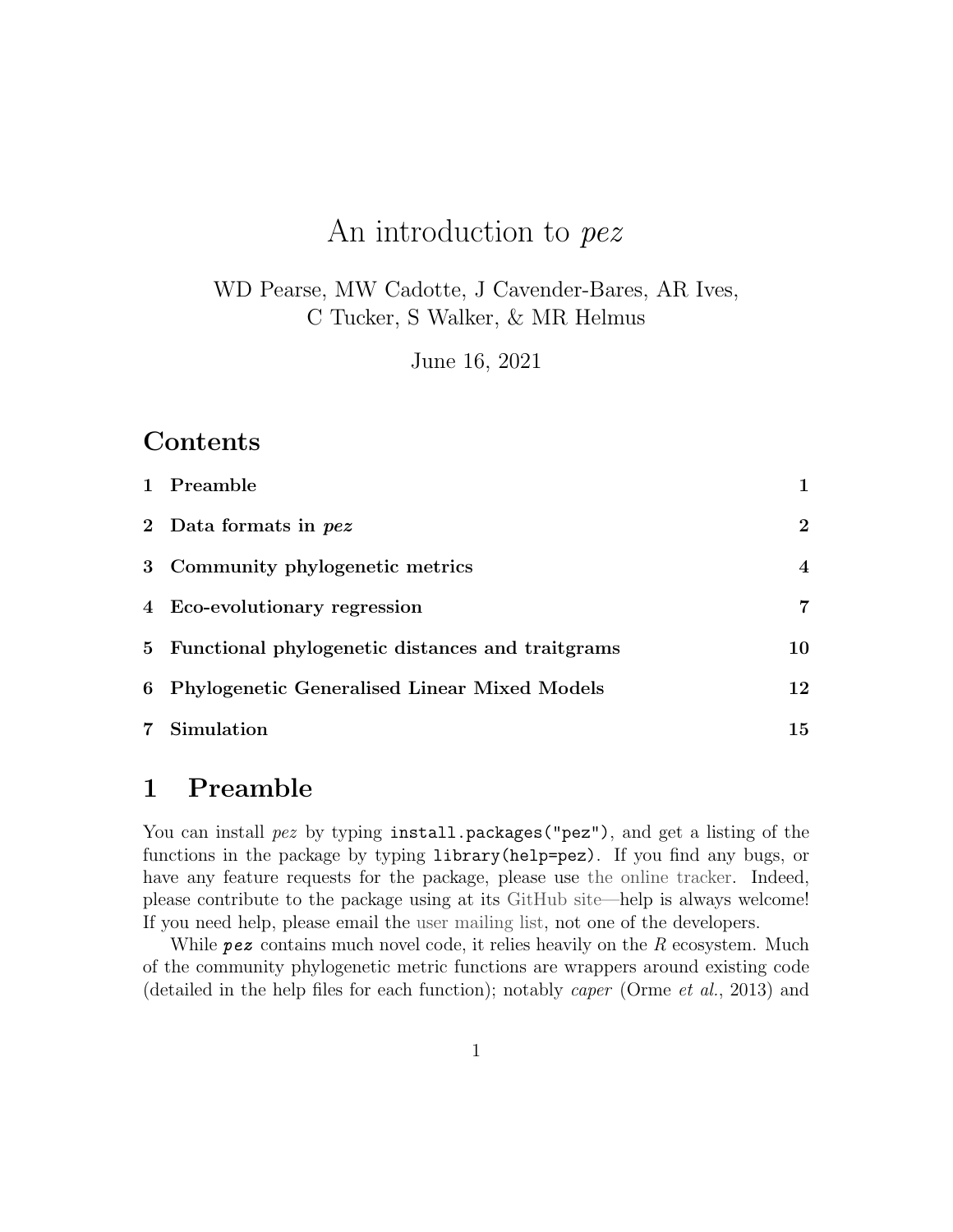# An introduction to *pez*

WD Pearse, MW Cadotte, J Cavender-Bares, AR Ives, C Tucker, S Walker, & MR Helmus

June 16, 2021

## Contents

| | | |
|---|---|---|
| 1 | **Preamble** | **1** |
| 2 | **Data formats in *pez*** | **2** |
| 3 | **Community phylogenetic metrics** | **4** |
| 4 | **Eco-evolutionary regression** | **7** |
| 5 | **Functional phylogenetic distances and traitgrams** | **10** |
| 6 | **Phylogenetic Generalised Linear Mixed Models** | **12** |
| 7 | **Simulation** | **15** |

## 1 Preamble

You can install *pez* by typing `install.packages("pez")`, and get a listing of the functions in the package by typing `library(help=pez)`. If you find any bugs, or have any feature requests for the package, please use the online tracker. Indeed, please contribute to the package using at its GitHub site—help is always welcome! If you need help, please email the user mailing list, not one of the developers.

While ***pez*** contains much novel code, it relies heavily on the *R* ecosystem. Much of the community phylogenetic metric functions are wrappers around existing code (detailed in the help files for each function); notably *caper* (Orme *et al.*, 2013) and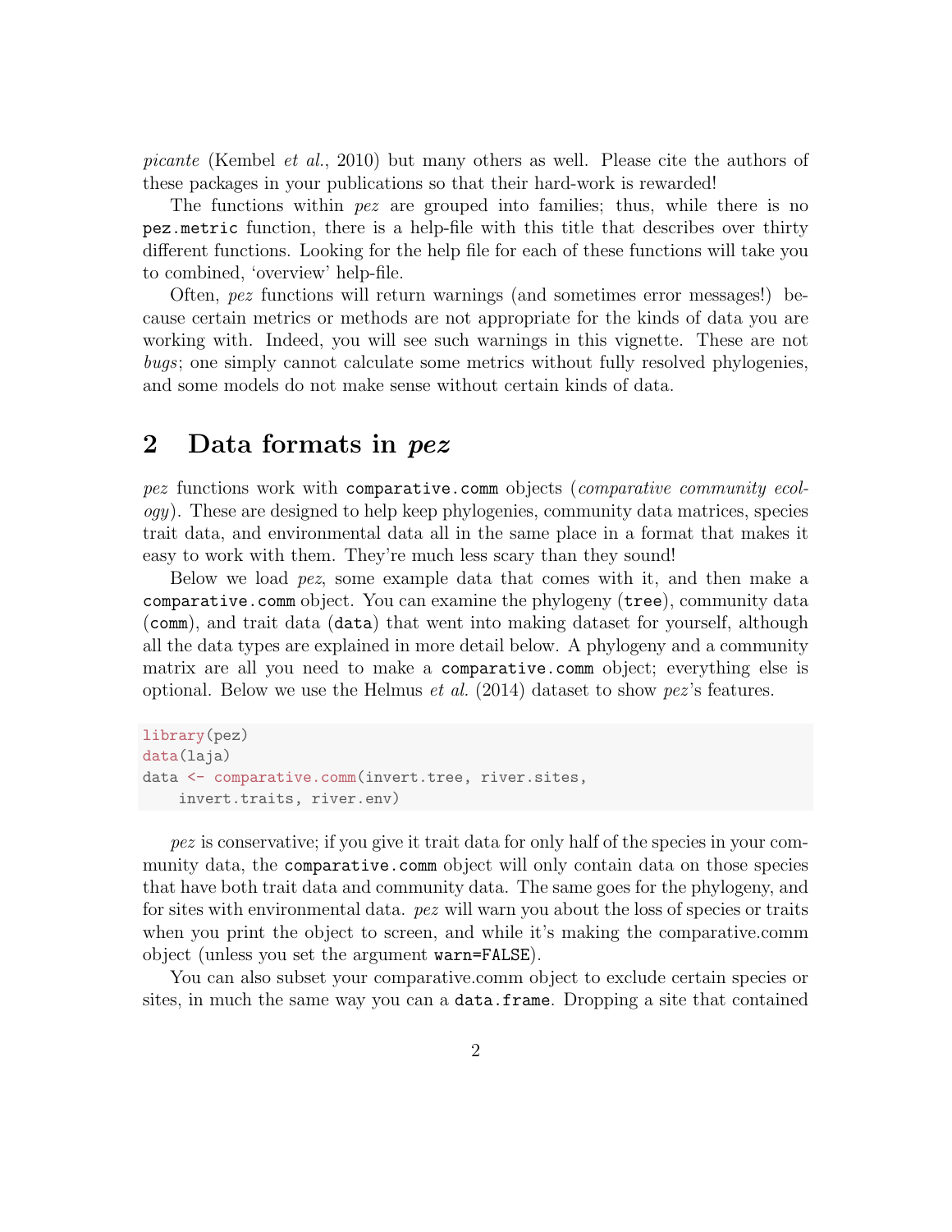*picante* (Kembel *et al.*, 2010) but many others as well. Please cite the authors of these packages in your publications so that their hard-work is rewarded!

The functions within *pez* are grouped into families; thus, while there is no `pez.metric` function, there is a help-file with this title that describes over thirty different functions. Looking for the help file for each of these functions will take you to combined, 'overview' help-file.

Often, *pez* functions will return warnings (and sometimes error messages!) because certain metrics or methods are not appropriate for the kinds of data you are working with. Indeed, you will see such warnings in this vignette. These are not *bugs*; one simply cannot calculate some metrics without fully resolved phylogenies, and some models do not make sense without certain kinds of data.

## 2 Data formats in *pez*

*pez* functions work with `comparative.comm` objects (*comparative community ecology*). These are designed to help keep phylogenies, community data matrices, species trait data, and environmental data all in the same place in a format that makes it easy to work with them. They're much less scary than they sound!

Below we load *pez*, some example data that comes with it, and then make a `comparative.comm` object. You can examine the phylogeny (`tree`), community data (`comm`), and trait data (`data`) that went into making dataset for yourself, although all the data types are explained in more detail below. A phylogeny and a community matrix are all you need to make a `comparative.comm` object; everything else is optional. Below we use the Helmus *et al.* (2014) dataset to show *pez*'s features.

```
library(pez)
data(laja)
data <- comparative.comm(invert.tree, river.sites,
    invert.traits, river.env)
```

*pez* is conservative; if you give it trait data for only half of the species in your community data, the `comparative.comm` object will only contain data on those species that have both trait data and community data. The same goes for the phylogeny, and for sites with environmental data. *pez* will warn you about the loss of species or traits when you print the object to screen, and while it's making the comparative.comm object (unless you set the argument `warn=FALSE`).

You can also subset your comparative.comm object to exclude certain species or sites, in much the same way you can a `data.frame`. Dropping a site that contained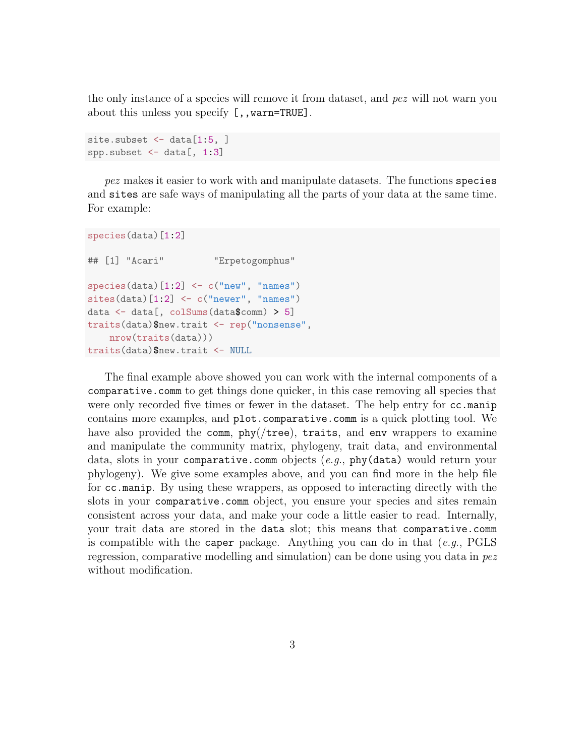the only instance of a species will remove it from dataset, and *pez* will not warn you about this unless you specify `[,,warn=TRUE]`.

```
site.subset <- data[1:5, ]
spp.subset <- data[, 1:3]
```

*pez* makes it easier to work with and manipulate datasets. The functions `species` and `sites` are safe ways of manipulating all the parts of your data at the same time. For example:

```
species(data)[1:2]

## [1] "Acari"         "Erpetogomphus"

species(data)[1:2] <- c("new", "names")
sites(data)[1:2] <- c("newer", "names")
data <- data[, colSums(data$comm) > 5]
traits(data)$new.trait <- rep("nonsense",
    nrow(traits(data)))
traits(data)$new.trait <- NULL
```

The final example above showed you can work with the internal components of a `comparative.comm` to get things done quicker, in this case removing all species that were only recorded five times or fewer in the dataset. The help entry for `cc.manip` contains more examples, and `plot.comparative.comm` is a quick plotting tool. We have also provided the `comm`, `phy`(`/tree`), `traits`, and `env` wrappers to examine and manipulate the community matrix, phylogeny, trait data, and environmental data, slots in your `comparative.comm` objects (*e.g.*, `phy(data)` would return your phylogeny). We give some examples above, and you can find more in the help file for `cc.manip`. By using these wrappers, as opposed to interacting directly with the slots in your `comparative.comm` object, you ensure your species and sites remain consistent across your data, and make your code a little easier to read. Internally, your trait data are stored in the `data` slot; this means that `comparative.comm` is compatible with the `caper` package. Anything you can do in that (*e.g.*, PGLS regression, comparative modelling and simulation) can be done using you data in *pez* without modification.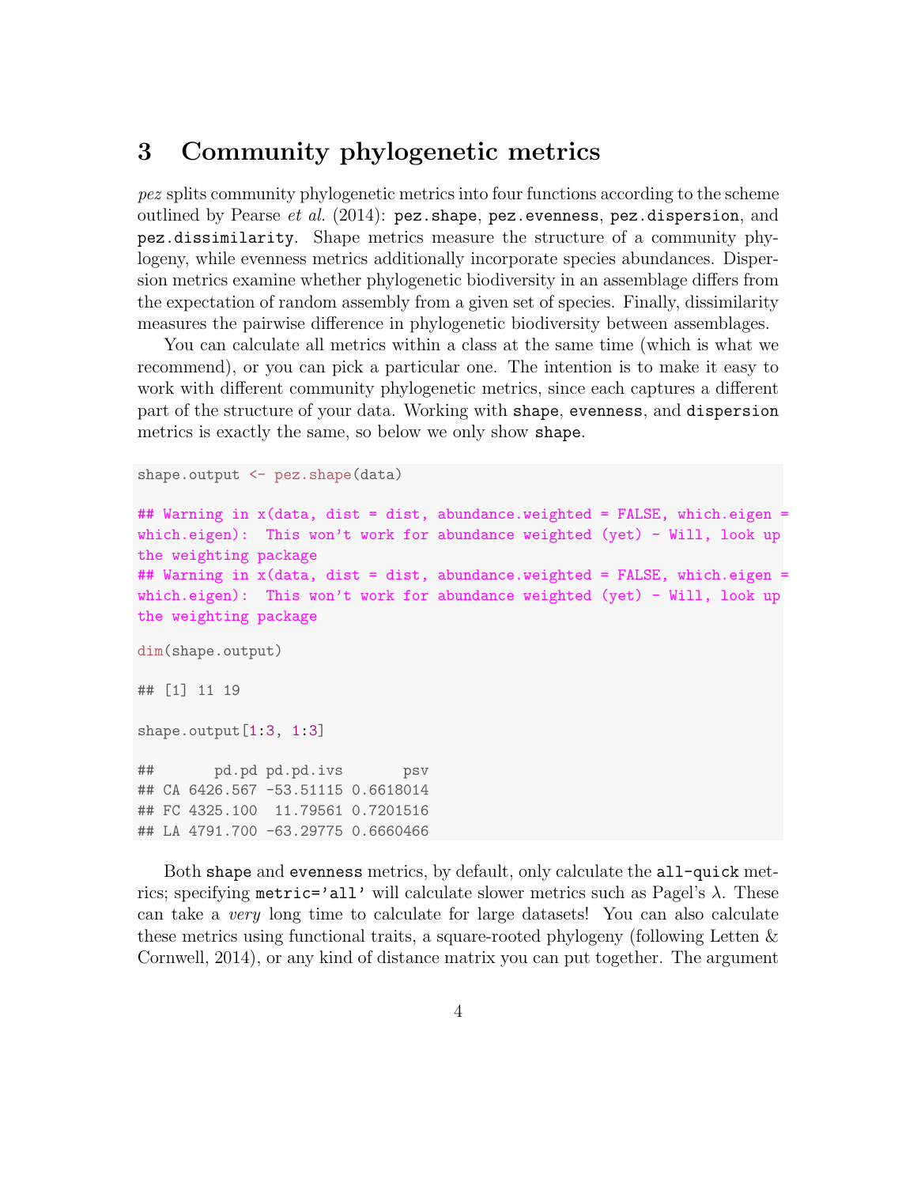# 3 Community phylogenetic metrics

*pez* splits community phylogenetic metrics into four functions according to the scheme outlined by Pearse *et al.* (2014): `pez.shape`, `pez.evenness`, `pez.dispersion`, and `pez.dissimilarity`. Shape metrics measure the structure of a community phylogeny, while evenness metrics additionally incorporate species abundances. Dispersion metrics examine whether phylogenetic biodiversity in an assemblage differs from the expectation of random assembly from a given set of species. Finally, dissimilarity measures the pairwise difference in phylogenetic biodiversity between assemblages.

You can calculate all metrics within a class at the same time (which is what we recommend), or you can pick a particular one. The intention is to make it easy to work with different community phylogenetic metrics, since each captures a different part of the structure of your data. Working with `shape`, `evenness`, and `dispersion` metrics is exactly the same, so below we only show `shape`.

```
shape.output <- pez.shape(data)

## Warning in x(data, dist = dist, abundance.weighted = FALSE, which.eigen =
which.eigen):  This won't work for abundance weighted (yet) - Will, look up
the weighting package
## Warning in x(data, dist = dist, abundance.weighted = FALSE, which.eigen =
which.eigen):  This won't work for abundance weighted (yet) - Will, look up
the weighting package

dim(shape.output)

## [1] 11 19

shape.output[1:3, 1:3]

##       pd.pd pd.pd.ivs       psv
## CA 6426.567 -53.51115 0.6618014
## FC 4325.100  11.79561 0.7201516
## LA 4791.700 -63.29775 0.6660466
```

Both `shape` and `evenness` metrics, by default, only calculate the `all-quick` metrics; specifying `metric='all'` will calculate slower metrics such as Pagel's $\lambda$. These can take a *very* long time to calculate for large datasets! You can also calculate these metrics using functional traits, a square-rooted phylogeny (following Letten & Cornwell, 2014), or any kind of distance matrix you can put together. The argument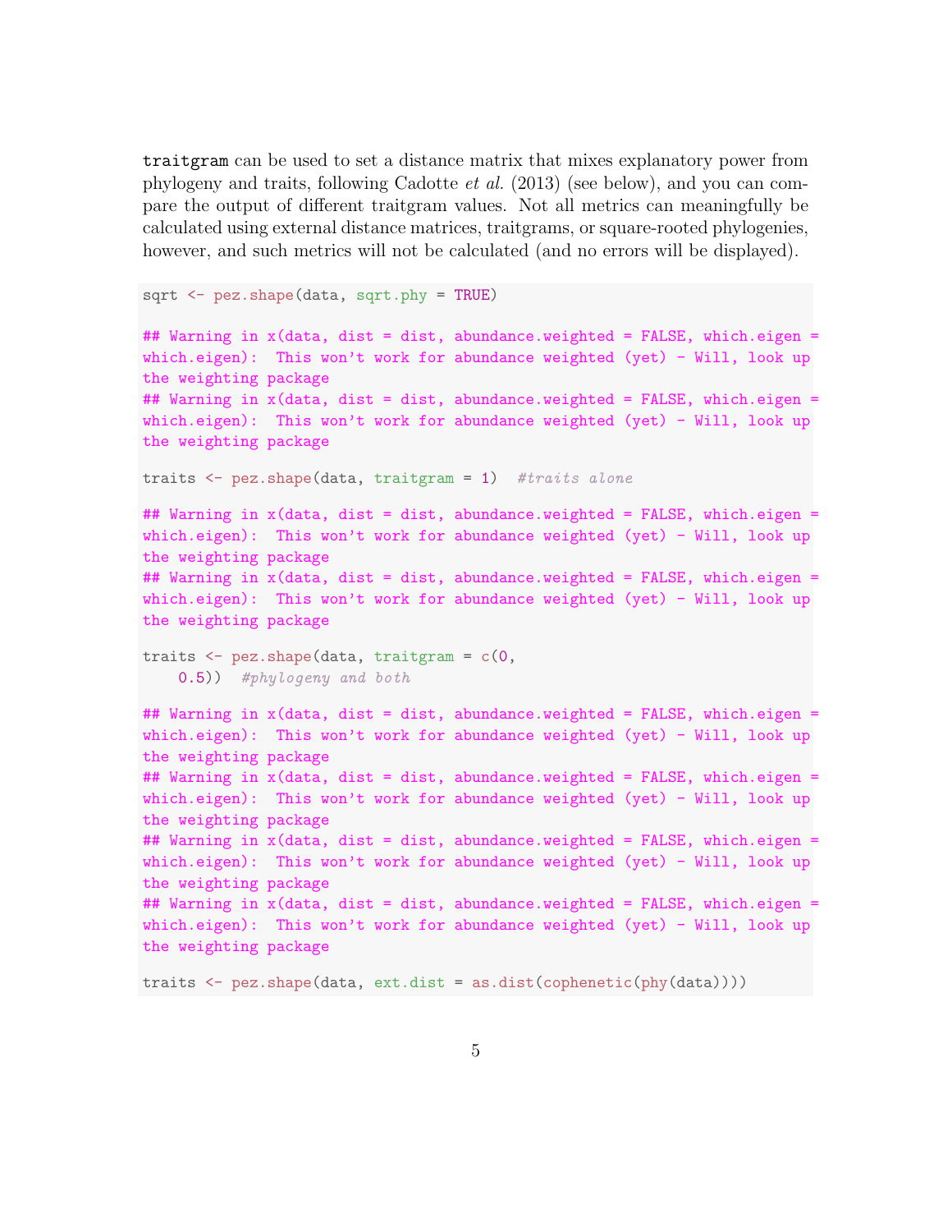`traitgram` can be used to set a distance matrix that mixes explanatory power from phylogeny and traits, following Cadotte *et al.* (2013) (see below), and you can compare the output of different traitgram values. Not all metrics can meaningfully be calculated using external distance matrices, traitgrams, or square-rooted phylogenies, however, and such metrics will not be calculated (and no errors will be displayed).

```
sqrt <- pez.shape(data, sqrt.phy = TRUE)

## Warning in x(data, dist = dist, abundance.weighted = FALSE, which.eigen =
which.eigen):  This won't work for abundance weighted (yet) - Will, look up
the weighting package
## Warning in x(data, dist = dist, abundance.weighted = FALSE, which.eigen =
which.eigen):  This won't work for abundance weighted (yet) - Will, look up
the weighting package

traits <- pez.shape(data, traitgram = 1)  #traits alone

## Warning in x(data, dist = dist, abundance.weighted = FALSE, which.eigen =
which.eigen):  This won't work for abundance weighted (yet) - Will, look up
the weighting package
## Warning in x(data, dist = dist, abundance.weighted = FALSE, which.eigen =
which.eigen):  This won't work for abundance weighted (yet) - Will, look up
the weighting package

traits <- pez.shape(data, traitgram = c(0,
    0.5))  #phylogeny and both

## Warning in x(data, dist = dist, abundance.weighted = FALSE, which.eigen =
which.eigen):  This won't work for abundance weighted (yet) - Will, look up
the weighting package
## Warning in x(data, dist = dist, abundance.weighted = FALSE, which.eigen =
which.eigen):  This won't work for abundance weighted (yet) - Will, look up
the weighting package
## Warning in x(data, dist = dist, abundance.weighted = FALSE, which.eigen =
which.eigen):  This won't work for abundance weighted (yet) - Will, look up
the weighting package
## Warning in x(data, dist = dist, abundance.weighted = FALSE, which.eigen =
which.eigen):  This won't work for abundance weighted (yet) - Will, look up
the weighting package

traits <- pez.shape(data, ext.dist = as.dist(cophenetic(phy(data))))
```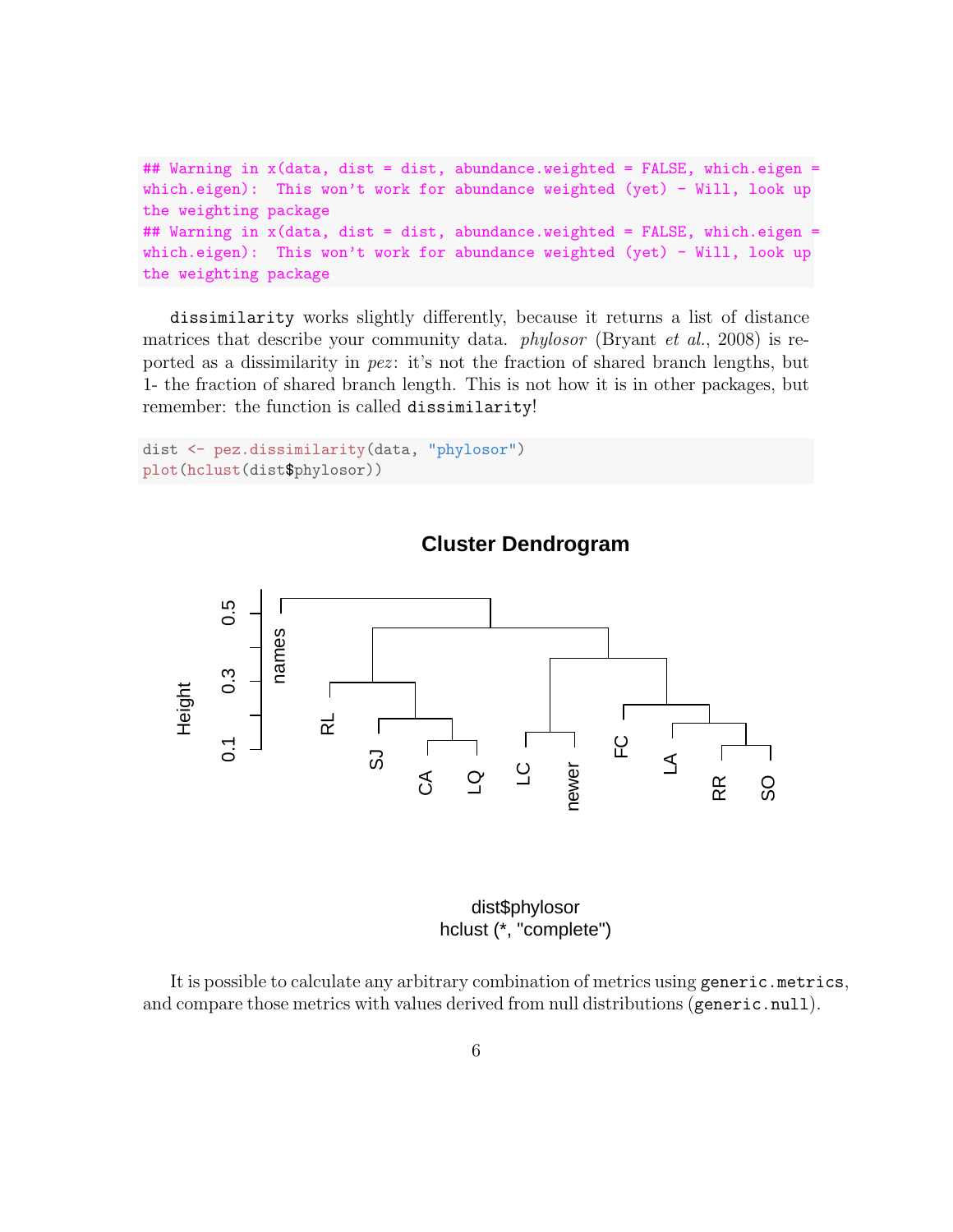```
## Warning in x(data, dist = dist, abundance.weighted = FALSE, which.eigen =
which.eigen):  This won't work for abundance weighted (yet) - Will, look up
the weighting package
## Warning in x(data, dist = dist, abundance.weighted = FALSE, which.eigen =
which.eigen):  This won't work for abundance weighted (yet) - Will, look up
the weighting package
```

`dissimilarity` works slightly differently, because it returns a list of distance matrices that describe your community data. *phylosor* (Bryant *et al.*, 2008) is reported as a dissimilarity in *pez*: it's not the fraction of shared branch lengths, but 1- the fraction of shared branch length. This is not how it is in other packages, but remember: the function is called `dissimilarity`!

```
dist <- pez.dissimilarity(data, "phylosor")
plot(hclust(dist$phylosor))
```

It is possible to calculate any arbitrary combination of metrics using `generic.metrics`, and compare those metrics with values derived from null distributions (`generic.null`).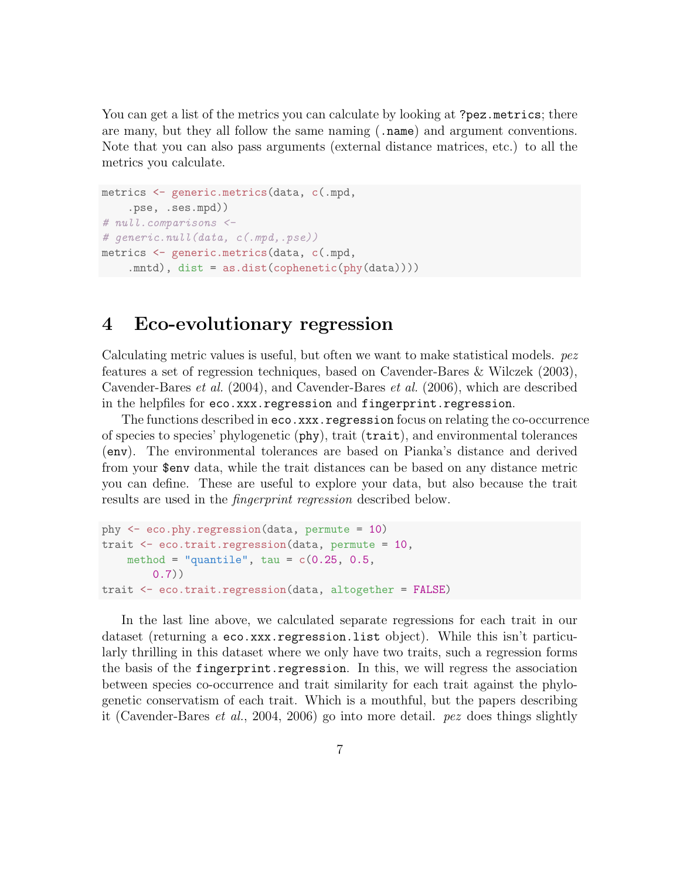You can get a list of the metrics you can calculate by looking at `?pez.metrics`; there are many, but they all follow the same naming (`.name`) and argument conventions. Note that you can also pass arguments (external distance matrices, etc.) to all the metrics you calculate.

```
metrics <- generic.metrics(data, c(.mpd,
    .pse, .ses.mpd))
# null.comparisons <-
# generic.null(data, c(.mpd,.pse))
metrics <- generic.metrics(data, c(.mpd,
    .mntd), dist = as.dist(cophenetic(phy(data))))
```

# 4 Eco-evolutionary regression

Calculating metric values is useful, but often we want to make statistical models. *pez* features a set of regression techniques, based on Cavender-Bares & Wilczek (2003), Cavender-Bares *et al.* (2004), and Cavender-Bares *et al.* (2006), which are described in the helpfiles for `eco.xxx.regression` and `fingerprint.regression`.

The functions described in `eco.xxx.regression` focus on relating the co-occurrence of species to species' phylogenetic (`phy`), trait (`trait`), and environmental tolerances (`env`). The environmental tolerances are based on Pianka's distance and derived from your `$env` data, while the trait distances can be based on any distance metric you can define. These are useful to explore your data, but also because the trait results are used in the *fingerprint regression* described below.

```
phy <- eco.phy.regression(data, permute = 10)
trait <- eco.trait.regression(data, permute = 10,
    method = "quantile", tau = c(0.25, 0.5,
        0.7))
trait <- eco.trait.regression(data, altogether = FALSE)
```

In the last line above, we calculated separate regressions for each trait in our dataset (returning a `eco.xxx.regression.list` object). While this isn't particularly thrilling in this dataset where we only have two traits, such a regression forms the basis of the `fingerprint.regression`. In this, we will regress the association between species co-occurrence and trait similarity for each trait against the phylogenetic conservatism of each trait. Which is a mouthful, but the papers describing it (Cavender-Bares *et al.*, 2004, 2006) go into more detail. *pez* does things slightly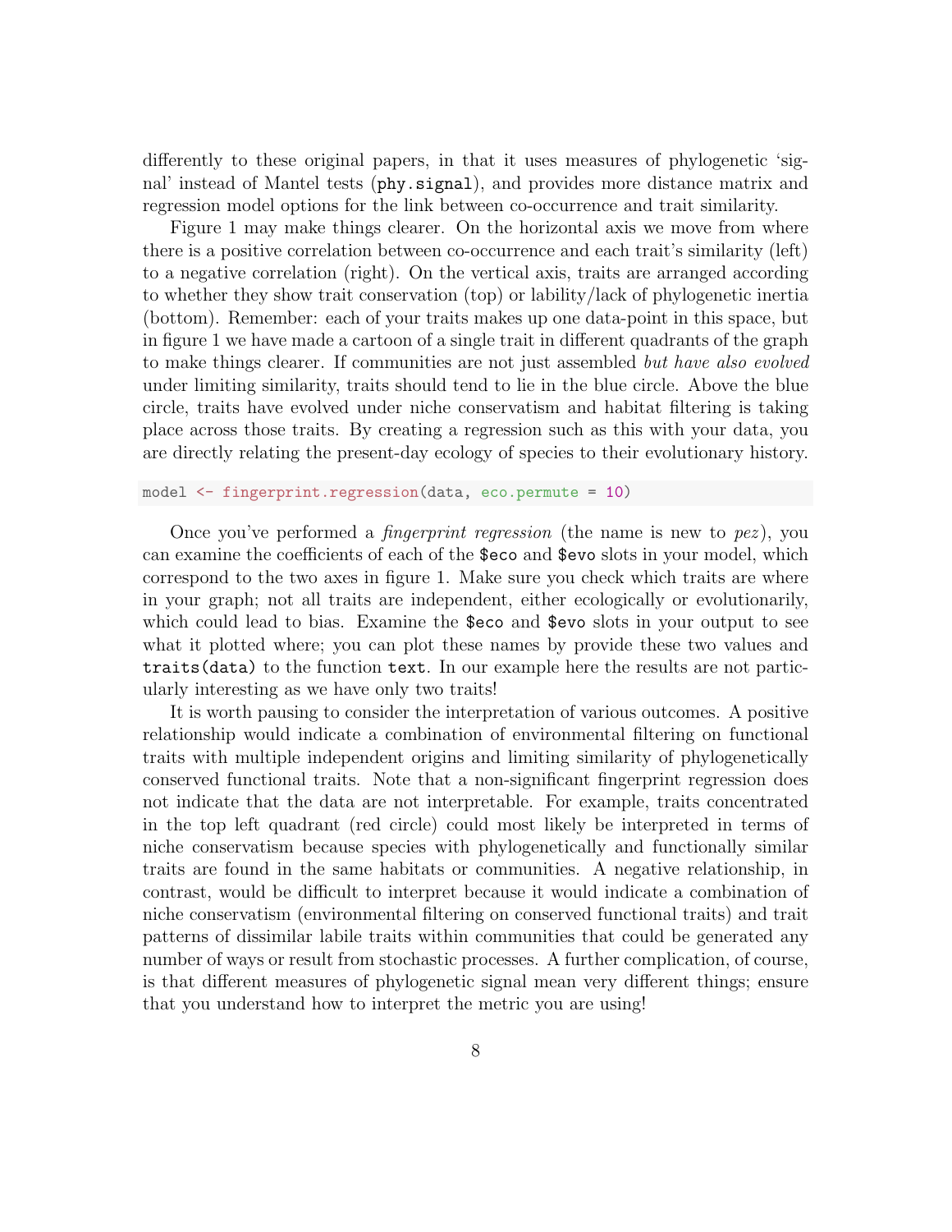differently to these original papers, in that it uses measures of phylogenetic 'signal' instead of Mantel tests (`phy.signal`), and provides more distance matrix and regression model options for the link between co-occurrence and trait similarity.

Figure 1 may make things clearer. On the horizontal axis we move from where there is a positive correlation between co-occurrence and each trait's similarity (left) to a negative correlation (right). On the vertical axis, traits are arranged according to whether they show trait conservation (top) or lability/lack of phylogenetic inertia (bottom). Remember: each of your traits makes up one data-point in this space, but in figure 1 we have made a cartoon of a single trait in different quadrants of the graph to make things clearer. If communities are not just assembled *but have also evolved* under limiting similarity, traits should tend to lie in the blue circle. Above the blue circle, traits have evolved under niche conservatism and habitat filtering is taking place across those traits. By creating a regression such as this with your data, you are directly relating the present-day ecology of species to their evolutionary history.

```
model <- fingerprint.regression(data, eco.permute = 10)
```

Once you've performed a *fingerprint regression* (the name is new to *pez*), you can examine the coefficients of each of the `$eco` and `$evo` slots in your model, which correspond to the two axes in figure 1. Make sure you check which traits are where in your graph; not all traits are independent, either ecologically or evolutionarily, which could lead to bias. Examine the `$eco` and `$evo` slots in your output to see what it plotted where; you can plot these names by provide these two values and `traits(data)` to the function `text`. In our example here the results are not particularly interesting as we have only two traits!

It is worth pausing to consider the interpretation of various outcomes. A positive relationship would indicate a combination of environmental filtering on functional traits with multiple independent origins and limiting similarity of phylogenetically conserved functional traits. Note that a non-significant fingerprint regression does not indicate that the data are not interpretable. For example, traits concentrated in the top left quadrant (red circle) could most likely be interpreted in terms of niche conservatism because species with phylogenetically and functionally similar traits are found in the same habitats or communities. A negative relationship, in contrast, would be difficult to interpret because it would indicate a combination of niche conservatism (environmental filtering on conserved functional traits) and trait patterns of dissimilar labile traits within communities that could be generated any number of ways or result from stochastic processes. A further complication, of course, is that different measures of phylogenetic signal mean very different things; ensure that you understand how to interpret the metric you are using!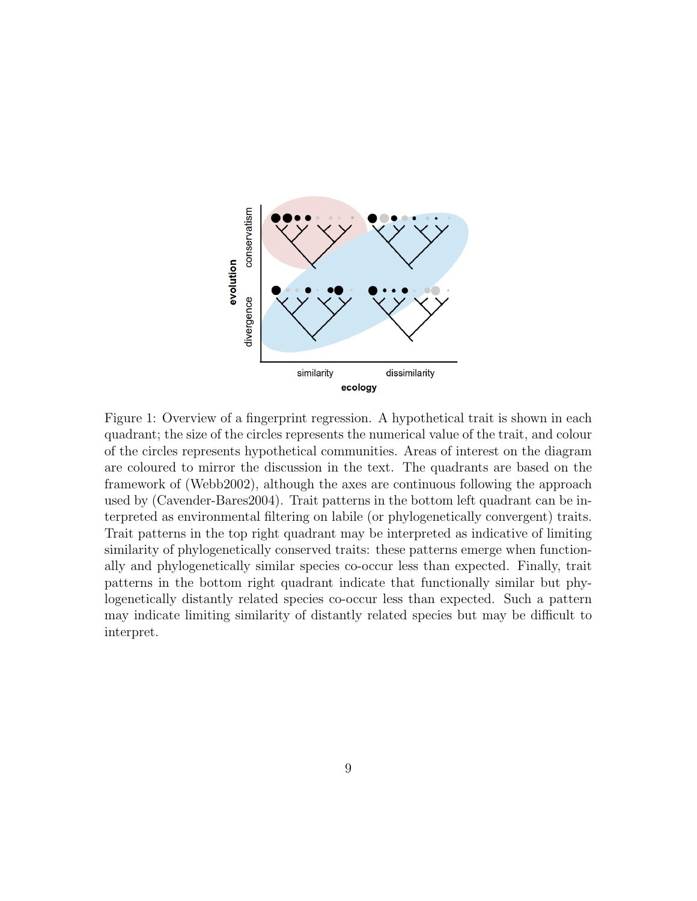Figure 1: Overview of a fingerprint regression. A hypothetical trait is shown in each quadrant; the size of the circles represents the numerical value of the trait, and colour of the circles represents hypothetical communities. Areas of interest on the diagram are coloured to mirror the discussion in the text. The quadrants are based on the framework of (Webb2002), although the axes are continuous following the approach used by (Cavender-Bares2004). Trait patterns in the bottom left quadrant can be interpreted as environmental filtering on labile (or phylogenetically convergent) traits. Trait patterns in the top right quadrant may be interpreted as indicative of limiting similarity of phylogenetically conserved traits: these patterns emerge when functionally and phylogenetically similar species co-occur less than expected. Finally, trait patterns in the bottom right quadrant indicate that functionally similar but phylogenetically distantly related species co-occur less than expected. Such a pattern may indicate limiting similarity of distantly related species but may be difficult to interpret.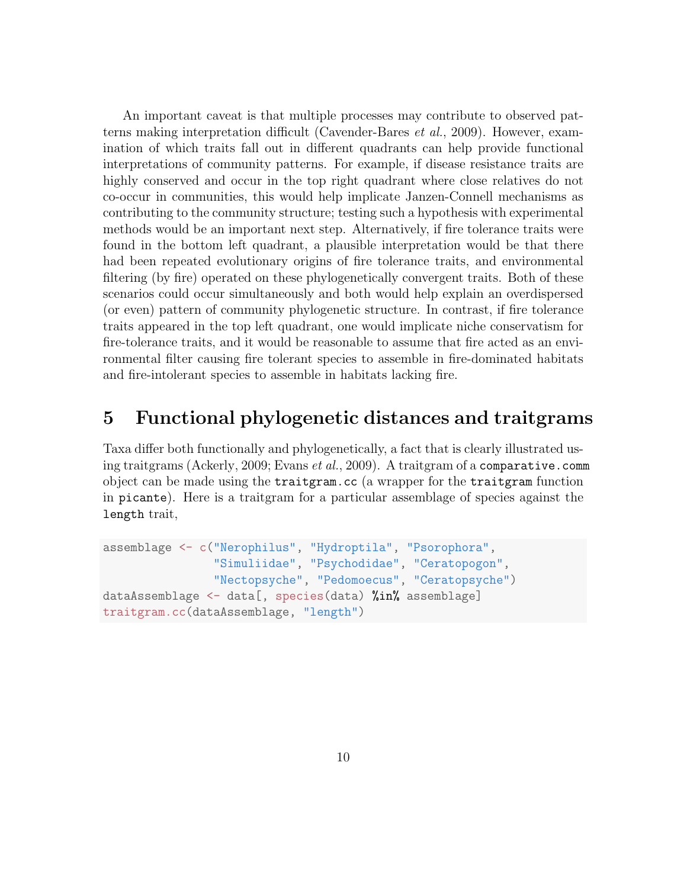An important caveat is that multiple processes may contribute to observed patterns making interpretation difficult (Cavender-Bares *et al.*, 2009). However, examination of which traits fall out in different quadrants can help provide functional interpretations of community patterns. For example, if disease resistance traits are highly conserved and occur in the top right quadrant where close relatives do not co-occur in communities, this would help implicate Janzen-Connell mechanisms as contributing to the community structure; testing such a hypothesis with experimental methods would be an important next step. Alternatively, if fire tolerance traits were found in the bottom left quadrant, a plausible interpretation would be that there had been repeated evolutionary origins of fire tolerance traits, and environmental filtering (by fire) operated on these phylogenetically convergent traits. Both of these scenarios could occur simultaneously and both would help explain an overdispersed (or even) pattern of community phylogenetic structure. In contrast, if fire tolerance traits appeared in the top left quadrant, one would implicate niche conservatism for fire-tolerance traits, and it would be reasonable to assume that fire acted as an environmental filter causing fire tolerant species to assemble in fire-dominated habitats and fire-intolerant species to assemble in habitats lacking fire.

# 5 Functional phylogenetic distances and traitgrams

Taxa differ both functionally and phylogenetically, a fact that is clearly illustrated using traitgrams (Ackerly, 2009; Evans *et al.*, 2009). A traitgram of a `comparative.comm` object can be made using the `traitgram.cc` (a wrapper for the `traitgram` function in `picante`). Here is a traitgram for a particular assemblage of species against the `length` trait,

```
assemblage <- c("Nerophilus", "Hydroptila", "Psorophora",
                "Simuliidae", "Psychodidae", "Ceratopogon",
                "Nectopsyche", "Pedomoecus", "Ceratopsyche")
dataAssemblage <- data[, species(data) %in% assemblage]
traitgram.cc(dataAssemblage, "length")
```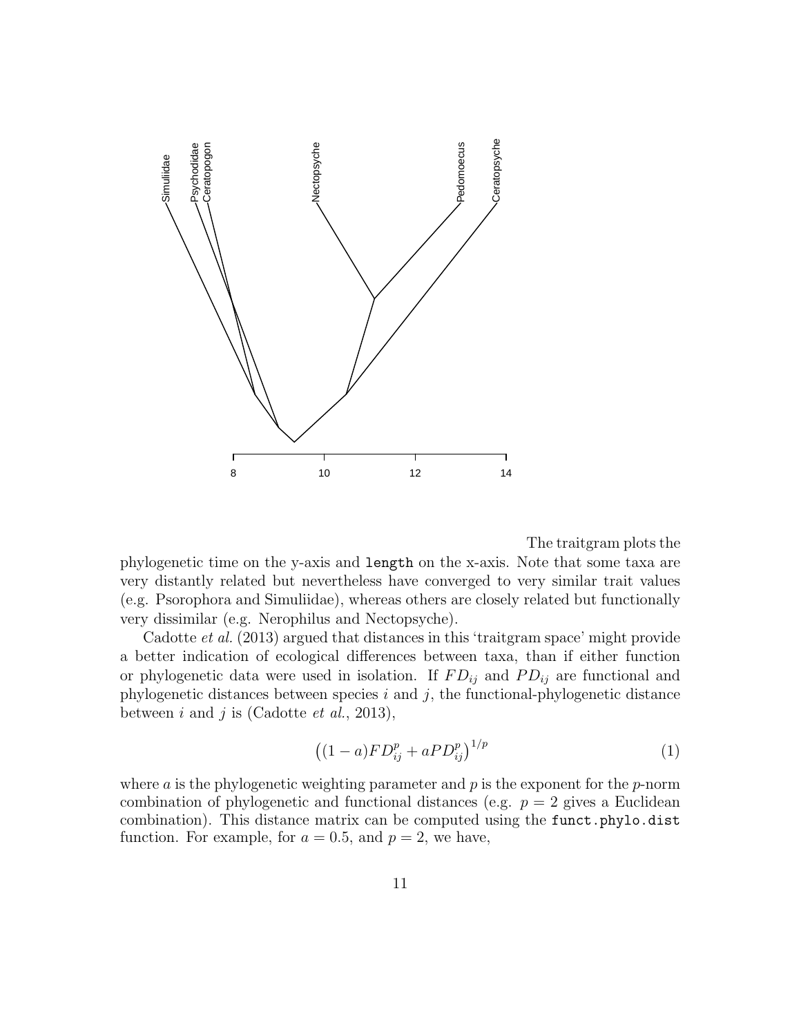The traitgram plots the phylogenetic time on the y-axis and `length` on the x-axis. Note that some taxa are very distantly related but nevertheless have converged to very similar trait values (e.g. Psorophora and Simuliidae), whereas others are closely related but functionally very dissimilar (e.g. Nerophilus and Nectopsyche).

Cadotte *et al.* (2013) argued that distances in this 'traitgram space' might provide a better indication of ecological differences between taxa, than if either function or phylogenetic data were used in isolation. If $FD_{ij}$ and $PD_{ij}$ are functional and phylogenetic distances between species $i$ and $j$, the functional-phylogenetic distance between $i$ and $j$ is (Cadotte *et al.*, 2013),

$$\left((1-a)FD_{ij}^p + aPD_{ij}^p\right)^{1/p} \tag{1}$$

where $a$ is the phylogenetic weighting parameter and $p$ is the exponent for the $p$-norm combination of phylogenetic and functional distances (e.g. $p = 2$ gives a Euclidean combination). This distance matrix can be computed using the `funct.phylo.dist` function. For example, for $a = 0.5$, and $p = 2$, we have,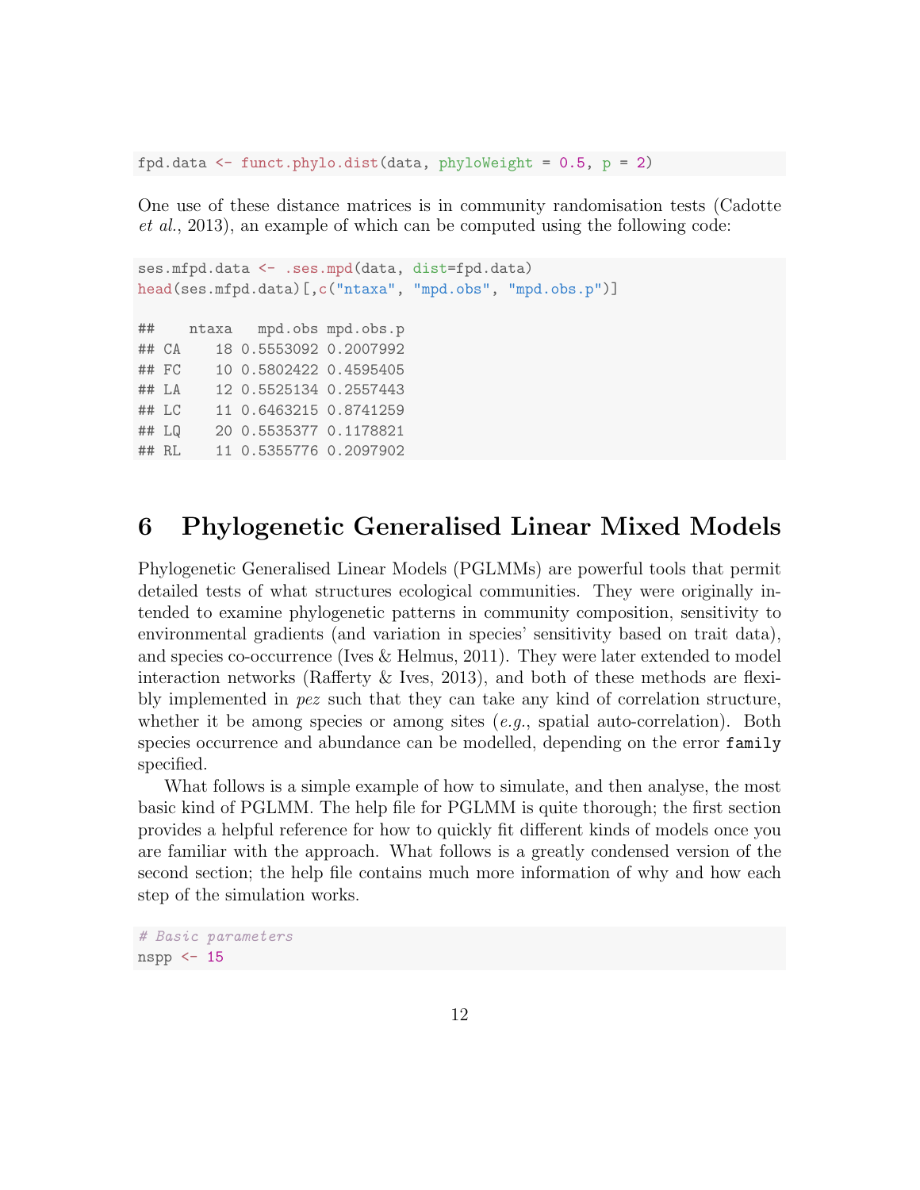```
fpd.data <- funct.phylo.dist(data, phyloWeight = 0.5, p = 2)
```

One use of these distance matrices is in community randomisation tests (Cadotte *et al.*, 2013), an example of which can be computed using the following code:

```
ses.mfpd.data <- .ses.mpd(data, dist=fpd.data)
head(ses.mfpd.data)[,c("ntaxa", "mpd.obs", "mpd.obs.p")]

##    ntaxa   mpd.obs mpd.obs.p
## CA    18 0.5553092 0.2007992
## FC    10 0.5802422 0.4595405
## LA    12 0.5525134 0.2557443
## LC    11 0.6463215 0.8741259
## LQ    20 0.5535377 0.1178821
## RL    11 0.5355776 0.2097902
```

# 6 Phylogenetic Generalised Linear Mixed Models

Phylogenetic Generalised Linear Models (PGLMMs) are powerful tools that permit detailed tests of what structures ecological communities. They were originally intended to examine phylogenetic patterns in community composition, sensitivity to environmental gradients (and variation in species' sensitivity based on trait data), and species co-occurrence (Ives & Helmus, 2011). They were later extended to model interaction networks (Rafferty & Ives, 2013), and both of these methods are flexibly implemented in *pez* such that they can take any kind of correlation structure, whether it be among species or among sites (*e.g.*, spatial auto-correlation). Both species occurrence and abundance can be modelled, depending on the error `family` specified.

What follows is a simple example of how to simulate, and then analyse, the most basic kind of PGLMM. The help file for PGLMM is quite thorough; the first section provides a helpful reference for how to quickly fit different kinds of models once you are familiar with the approach. What follows is a greatly condensed version of the second section; the help file contains much more information of why and how each step of the simulation works.

```
# Basic parameters
nspp <- 15
```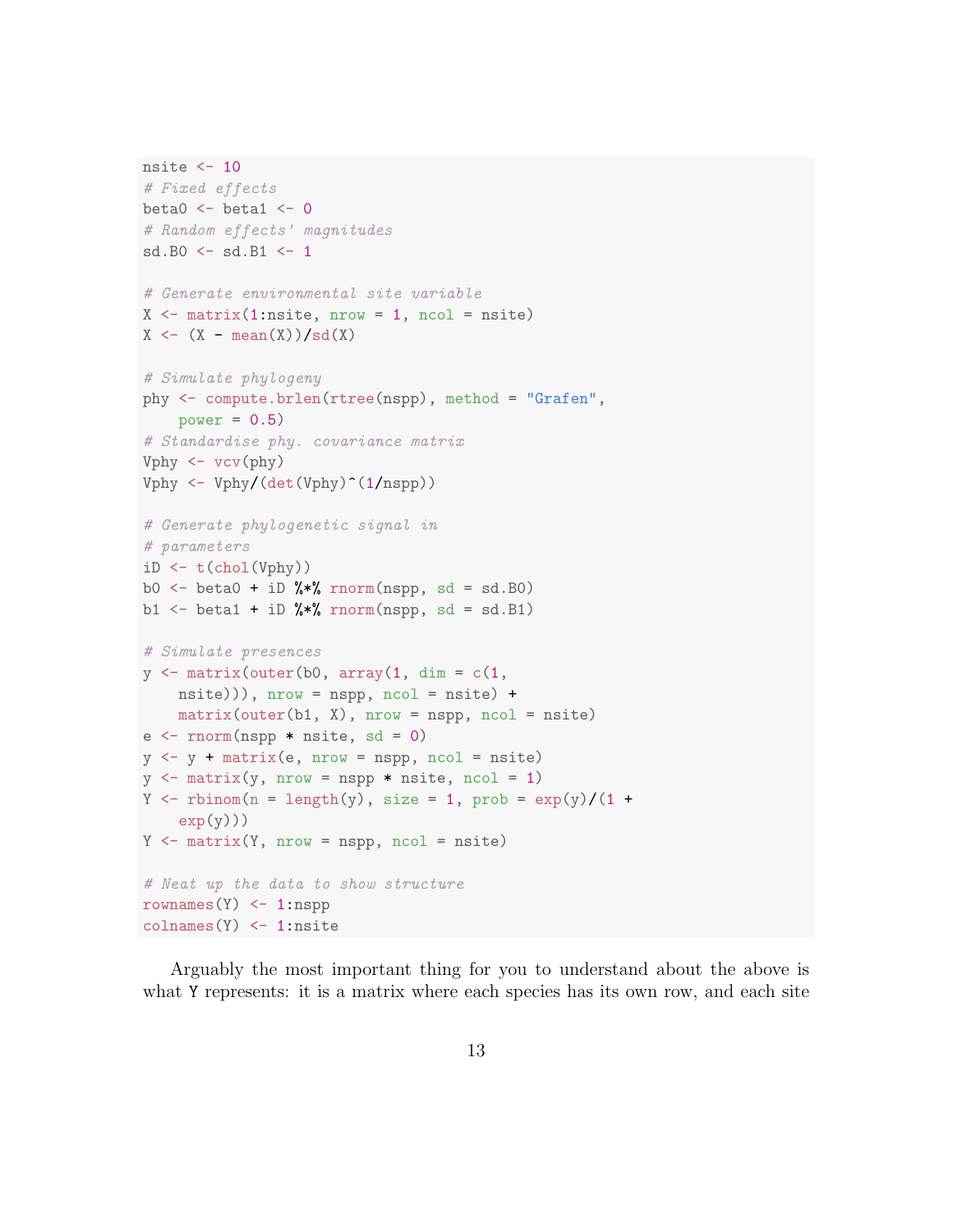```
nsite <- 10
# Fixed effects
beta0 <- beta1 <- 0
# Random effects' magnitudes
sd.B0 <- sd.B1 <- 1

# Generate environmental site variable
X <- matrix(1:nsite, nrow = 1, ncol = nsite)
X <- (X - mean(X))/sd(X)

# Simulate phylogeny
phy <- compute.brlen(rtree(nspp), method = "Grafen",
    power = 0.5)
# Standardise phy. covariance matrix
Vphy <- vcv(phy)
Vphy <- Vphy/(det(Vphy)^(1/nspp))

# Generate phylogenetic signal in
# parameters
iD <- t(chol(Vphy))
b0 <- beta0 + iD %*% rnorm(nspp, sd = sd.B0)
b1 <- beta1 + iD %*% rnorm(nspp, sd = sd.B1)

# Simulate presences
y <- matrix(outer(b0, array(1, dim = c(1,
    nsite))), nrow = nspp, ncol = nsite) +
    matrix(outer(b1, X), nrow = nspp, ncol = nsite)
e <- rnorm(nspp * nsite, sd = 0)
y <- y + matrix(e, nrow = nspp, ncol = nsite)
y <- matrix(y, nrow = nspp * nsite, ncol = 1)
Y <- rbinom(n = length(y), size = 1, prob = exp(y)/(1 +
    exp(y)))
Y <- matrix(Y, nrow = nspp, ncol = nsite)

# Neat up the data to show structure
rownames(Y) <- 1:nspp
colnames(Y) <- 1:nsite
```

Arguably the most important thing for you to understand about the above is what `Y` represents: it is a matrix where each species has its own row, and each site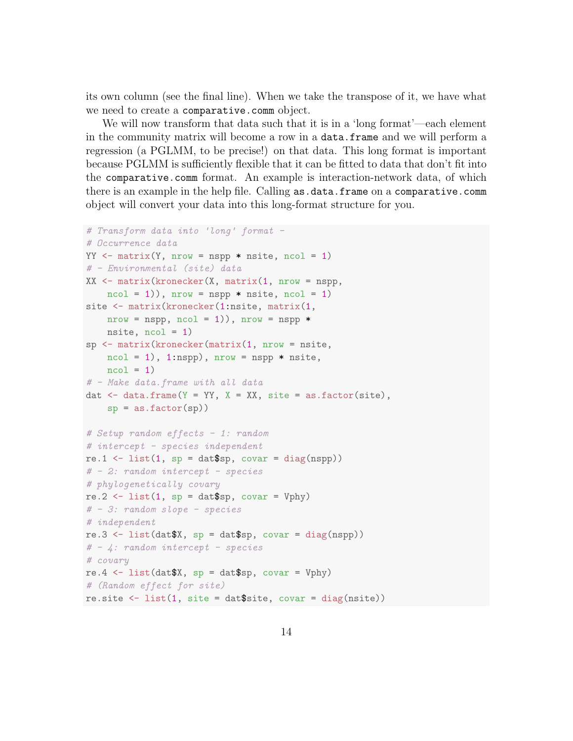its own column (see the final line). When we take the transpose of it, we have what we need to create a `comparative.comm` object.

We will now transform that data such that it is in a 'long format'—each element in the community matrix will become a row in a `data.frame` and we will perform a regression (a PGLMM, to be precise!) on that data. This long format is important because PGLMM is sufficiently flexible that it can be fitted to data that don't fit into the `comparative.comm` format. An example is interaction-network data, of which there is an example in the help file. Calling `as.data.frame` on a `comparative.comm` object will convert your data into this long-format structure for you.

```
# Transform data into 'long' format -
# Occurrence data
YY <- matrix(Y, nrow = nspp * nsite, ncol = 1)
# - Environmental (site) data
XX <- matrix(kronecker(X, matrix(1, nrow = nspp,
    ncol = 1)), nrow = nspp * nsite, ncol = 1)
site <- matrix(kronecker(1:nsite, matrix(1,
    nrow = nspp, ncol = 1)), nrow = nspp *
    nsite, ncol = 1)
sp <- matrix(kronecker(matrix(1, nrow = nsite,
    ncol = 1), 1:nspp), nrow = nspp * nsite,
    ncol = 1)
# - Make data.frame with all data
dat <- data.frame(Y = YY, X = XX, site = as.factor(site),
    sp = as.factor(sp))

# Setup random effects - 1: random
# intercept - species independent
re.1 <- list(1, sp = dat$sp, covar = diag(nspp))
# - 2: random intercept - species
# phylogenetically covary
re.2 <- list(1, sp = dat$sp, covar = Vphy)
# - 3: random slope - species
# independent
re.3 <- list(dat$X, sp = dat$sp, covar = diag(nspp))
# - 4: random intercept - species
# covary
re.4 <- list(dat$X, sp = dat$sp, covar = Vphy)
# (Random effect for site)
re.site <- list(1, site = dat$site, covar = diag(nsite))
```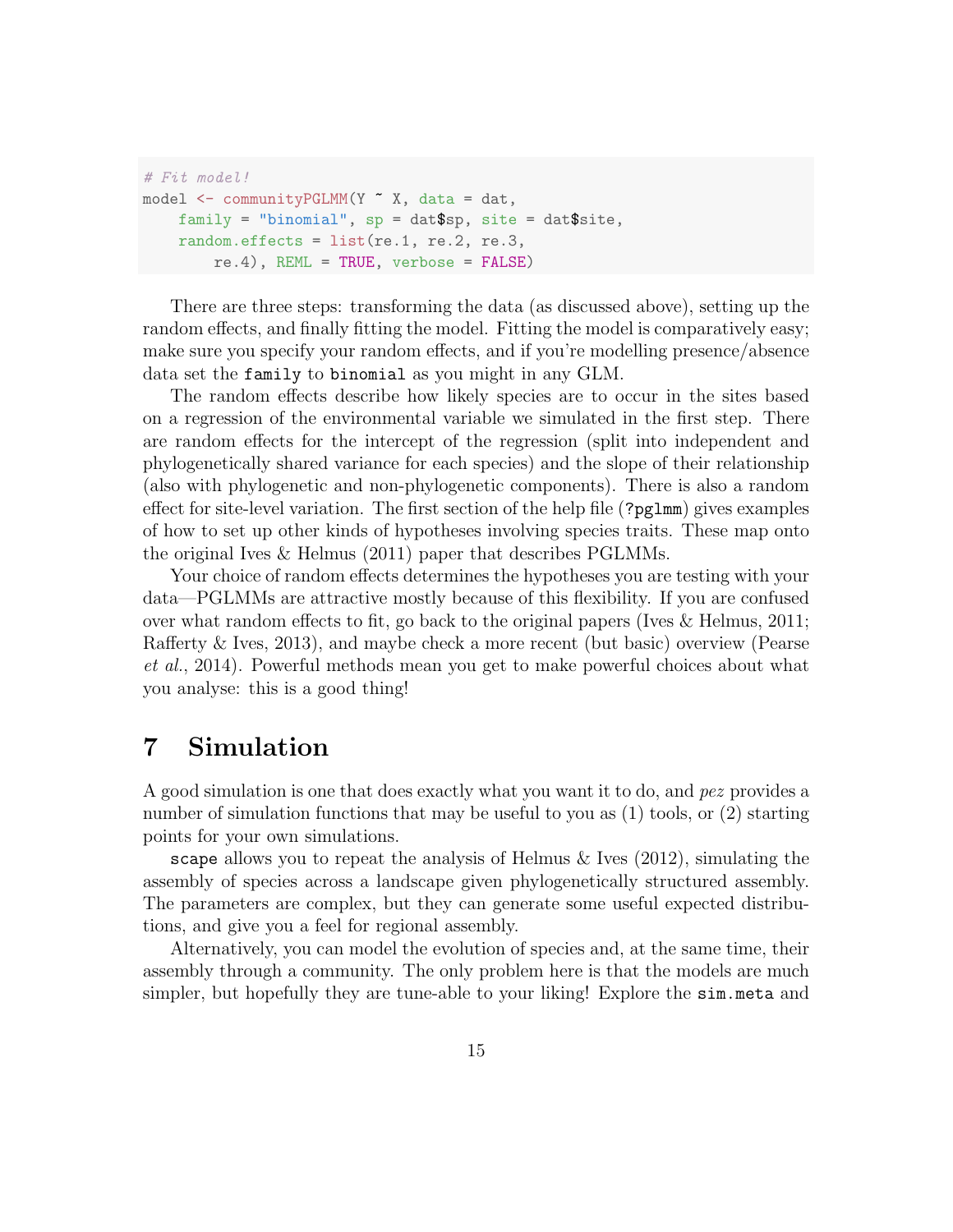```r
# Fit model!
model <- communityPGLMM(Y ~ X, data = dat,
    family = "binomial", sp = dat$sp, site = dat$site,
    random.effects = list(re.1, re.2, re.3,
        re.4), REML = TRUE, verbose = FALSE)
```

There are three steps: transforming the data (as discussed above), setting up the random effects, and finally fitting the model. Fitting the model is comparatively easy; make sure you specify your random effects, and if you're modelling presence/absence data set the `family` to `binomial` as you might in any GLM.

The random effects describe how likely species are to occur in the sites based on a regression of the environmental variable we simulated in the first step. There are random effects for the intercept of the regression (split into independent and phylogenetically shared variance for each species) and the slope of their relationship (also with phylogenetic and non-phylogenetic components). There is also a random effect for site-level variation. The first section of the help file (`?pglmm`) gives examples of how to set up other kinds of hypotheses involving species traits. These map onto the original Ives & Helmus (2011) paper that describes PGLMMs.

Your choice of random effects determines the hypotheses you are testing with your data—PGLMMs are attractive mostly because of this flexibility. If you are confused over what random effects to fit, go back to the original papers (Ives & Helmus, 2011; Rafferty & Ives, 2013), and maybe check a more recent (but basic) overview (Pearse *et al.*, 2014). Powerful methods mean you get to make powerful choices about what you analyse: this is a good thing!

# 7 Simulation

A good simulation is one that does exactly what you want it to do, and *pez* provides a number of simulation functions that may be useful to you as (1) tools, or (2) starting points for your own simulations.

`scape` allows you to repeat the analysis of Helmus & Ives (2012), simulating the assembly of species across a landscape given phylogenetically structured assembly. The parameters are complex, but they can generate some useful expected distributions, and give you a feel for regional assembly.

Alternatively, you can model the evolution of species and, at the same time, their assembly through a community. The only problem here is that the models are much simpler, but hopefully they are tune-able to your liking! Explore the `sim.meta` and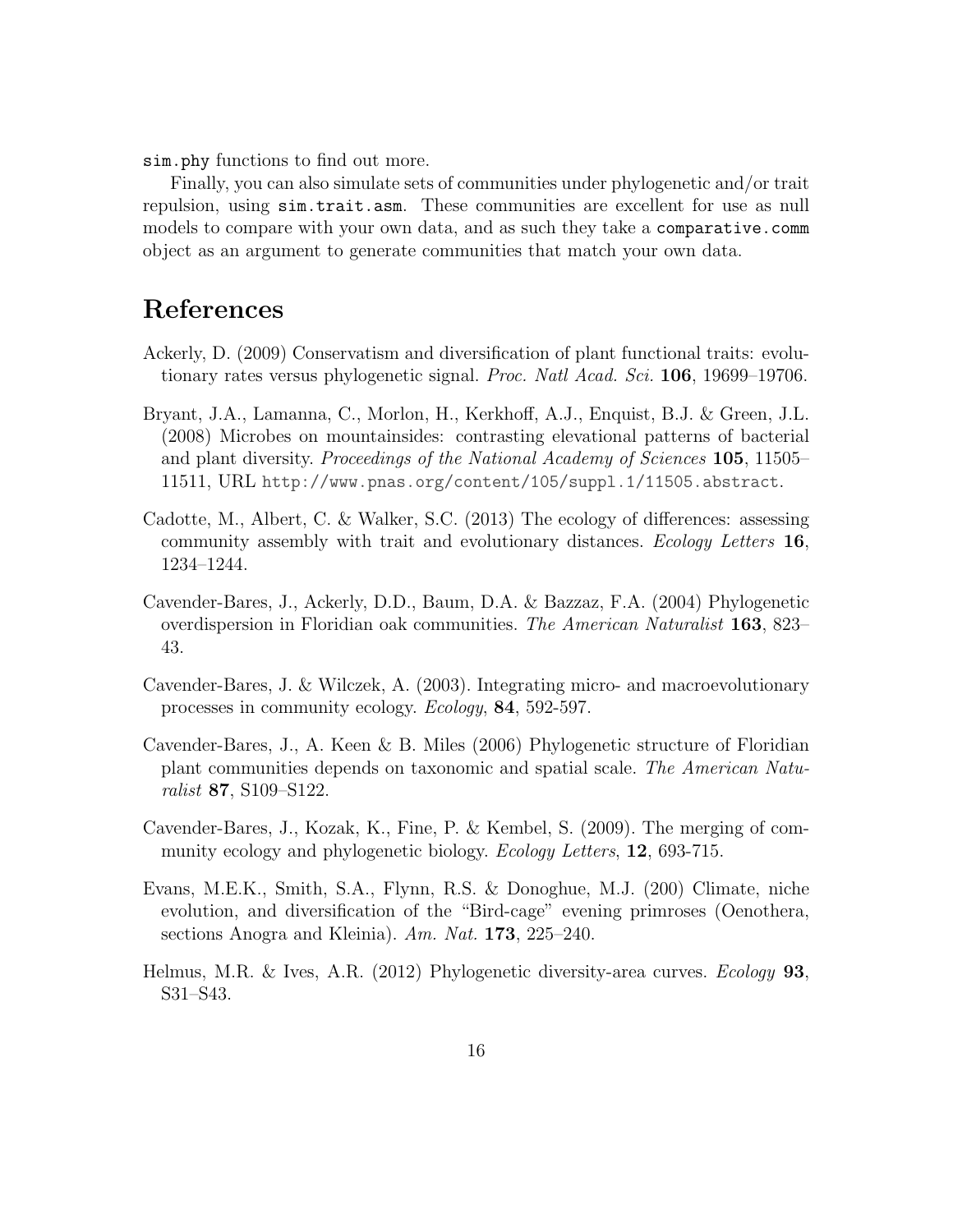`sim.phy` functions to find out more.

Finally, you can also simulate sets of communities under phylogenetic and/or trait repulsion, using `sim.trait.asm`. These communities are excellent for use as null models to compare with your own data, and as such they take a `comparative.comm` object as an argument to generate communities that match your own data.

# References

Ackerly, D. (2009) Conservatism and diversification of plant functional traits: evolutionary rates versus phylogenetic signal. *Proc. Natl Acad. Sci.* **106**, 19699–19706.

Bryant, J.A., Lamanna, C., Morlon, H., Kerkhoff, A.J., Enquist, B.J. & Green, J.L. (2008) Microbes on mountainsides: contrasting elevational patterns of bacterial and plant diversity. *Proceedings of the National Academy of Sciences* **105**, 11505–11511, URL `http://www.pnas.org/content/105/suppl.1/11505.abstract`.

Cadotte, M., Albert, C. & Walker, S.C. (2013) The ecology of differences: assessing community assembly with trait and evolutionary distances. *Ecology Letters* **16**, 1234–1244.

Cavender-Bares, J., Ackerly, D.D., Baum, D.A. & Bazzaz, F.A. (2004) Phylogenetic overdispersion in Floridian oak communities. *The American Naturalist* **163**, 823–43.

Cavender-Bares, J. & Wilczek, A. (2003). Integrating micro- and macroevolutionary processes in community ecology. *Ecology*, **84**, 592-597.

Cavender-Bares, J., A. Keen & B. Miles (2006) Phylogenetic structure of Floridian plant communities depends on taxonomic and spatial scale. *The American Naturalist* **87**, S109–S122.

Cavender-Bares, J., Kozak, K., Fine, P. & Kembel, S. (2009). The merging of community ecology and phylogenetic biology. *Ecology Letters*, **12**, 693-715.

Evans, M.E.K., Smith, S.A., Flynn, R.S. & Donoghue, M.J. (200) Climate, niche evolution, and diversification of the "Bird-cage" evening primroses (Oenothera, sections Anogra and Kleinia). *Am. Nat.* **173**, 225–240.

Helmus, M.R. & Ives, A.R. (2012) Phylogenetic diversity-area curves. *Ecology* **93**, S31–S43.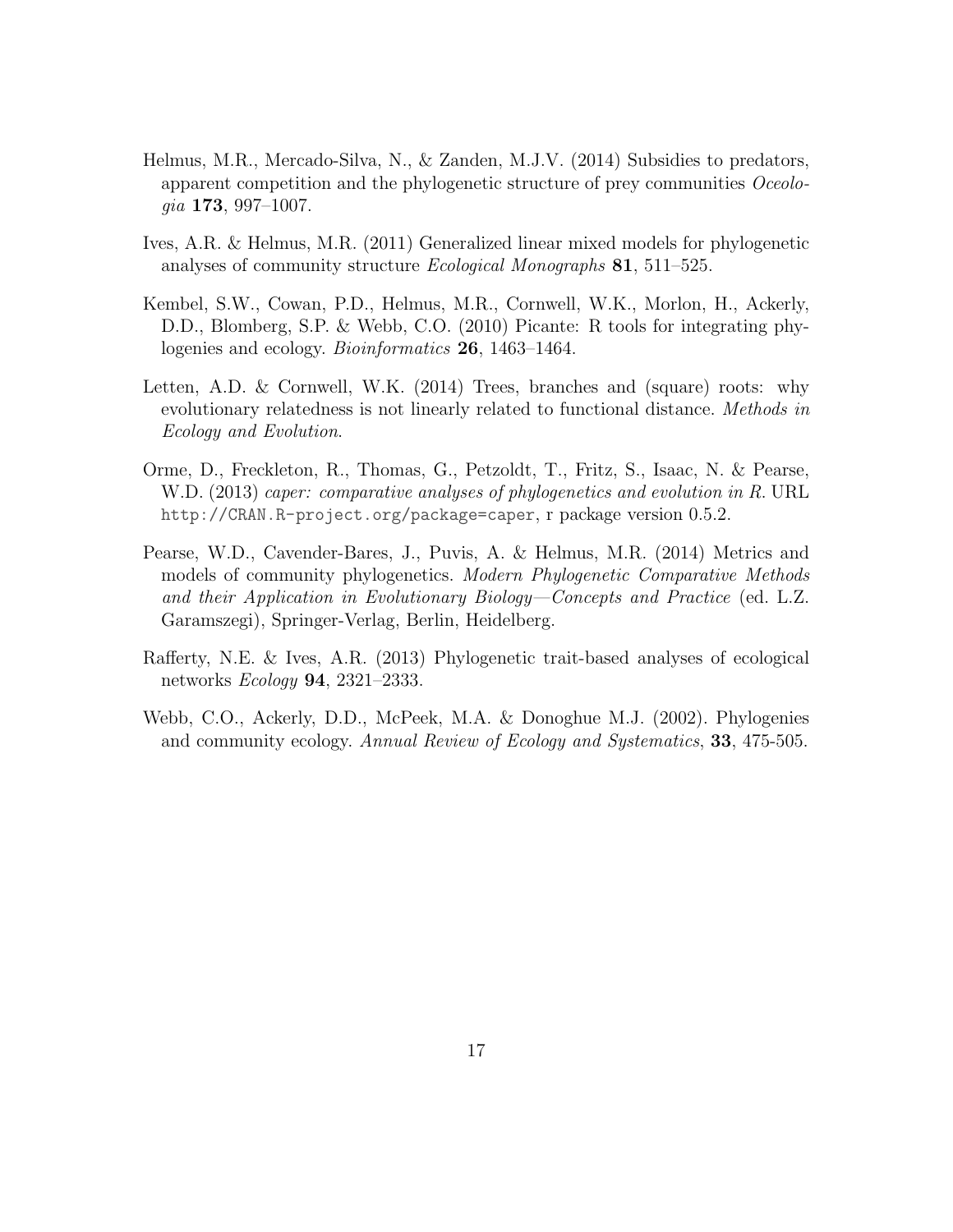Helmus, M.R., Mercado-Silva, N., & Zanden, M.J.V. (2014) Subsidies to predators, apparent competition and the phylogenetic structure of prey communities *Oecologia* **173**, 997–1007.

Ives, A.R. & Helmus, M.R. (2011) Generalized linear mixed models for phylogenetic analyses of community structure *Ecological Monographs* **81**, 511–525.

Kembel, S.W., Cowan, P.D., Helmus, M.R., Cornwell, W.K., Morlon, H., Ackerly, D.D., Blomberg, S.P. & Webb, C.O. (2010) Picante: R tools for integrating phylogenies and ecology. *Bioinformatics* **26**, 1463–1464.

Letten, A.D. & Cornwell, W.K. (2014) Trees, branches and (square) roots: why evolutionary relatedness is not linearly related to functional distance. *Methods in Ecology and Evolution*.

Orme, D., Freckleton, R., Thomas, G., Petzoldt, T., Fritz, S., Isaac, N. & Pearse, W.D. (2013) *caper: comparative analyses of phylogenetics and evolution in R*. URL `http://CRAN.R-project.org/package=caper`, r package version 0.5.2.

Pearse, W.D., Cavender-Bares, J., Puvis, A. & Helmus, M.R. (2014) Metrics and models of community phylogenetics. *Modern Phylogenetic Comparative Methods and their Application in Evolutionary Biology—Concepts and Practice* (ed. L.Z. Garamszegi), Springer-Verlag, Berlin, Heidelberg.

Rafferty, N.E. & Ives, A.R. (2013) Phylogenetic trait-based analyses of ecological networks *Ecology* **94**, 2321–2333.

Webb, C.O., Ackerly, D.D., McPeek, M.A. & Donoghue M.J. (2002). Phylogenies and community ecology. *Annual Review of Ecology and Systematics*, **33**, 475-505.